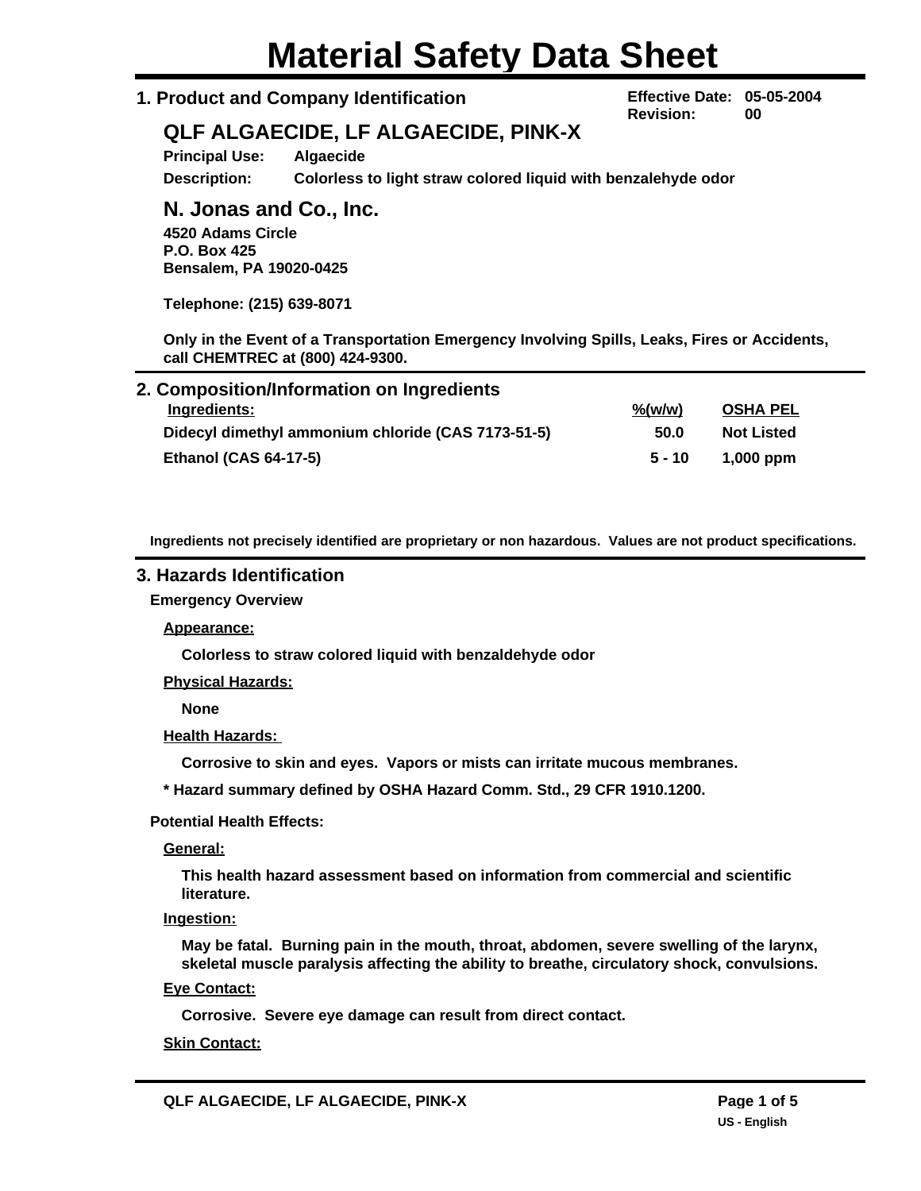# Material Safety Data Sheet

## 1. Product and Company Identification

**Effective Date:** 05-05-2004
**Revision:** 00

### QLF ALGAECIDE, LF ALGAECIDE, PINK-X

**Principal Use:** Algaecide

**Description:** Colorless to light straw colored liquid with benzalehyde odor

### N. Jonas and Co., Inc.

**4520 Adams Circle**
**P.O. Box 425**
**Bensalem, PA 19020-0425**

**Telephone: (215) 639-8071**

**Only in the Event of a Transportation Emergency Involving Spills, Leaks, Fires or Accidents, call CHEMTREC at (800) 424-9300.**

## 2. Composition/Information on Ingredients

| Ingredients: | %(w/w) | OSHA PEL |
|---|---|---|
| Didecyl dimethyl ammonium chloride (CAS 7173-51-5) | 50.0 | Not Listed |
| Ethanol (CAS 64-17-5) | 5 - 10 | 1,000 ppm |

Ingredients not precisely identified are proprietary or non hazardous. Values are not product specifications.

## 3. Hazards Identification

**Emergency Overview**

**Appearance:**

Colorless to straw colored liquid with benzaldehyde odor

**Physical Hazards:**

None

**Health Hazards:**

Corrosive to skin and eyes. Vapors or mists can irritate mucous membranes.

* Hazard summary defined by OSHA Hazard Comm. Std., 29 CFR 1910.1200.

**Potential Health Effects:**

**General:**

This health hazard assessment based on information from commercial and scientific literature.

**Ingestion:**

May be fatal. Burning pain in the mouth, throat, abdomen, severe swelling of the larynx, skeletal muscle paralysis affecting the ability to breathe, circulatory shock, convulsions.

**Eye Contact:**

Corrosive. Severe eye damage can result from direct contact.

**Skin Contact:**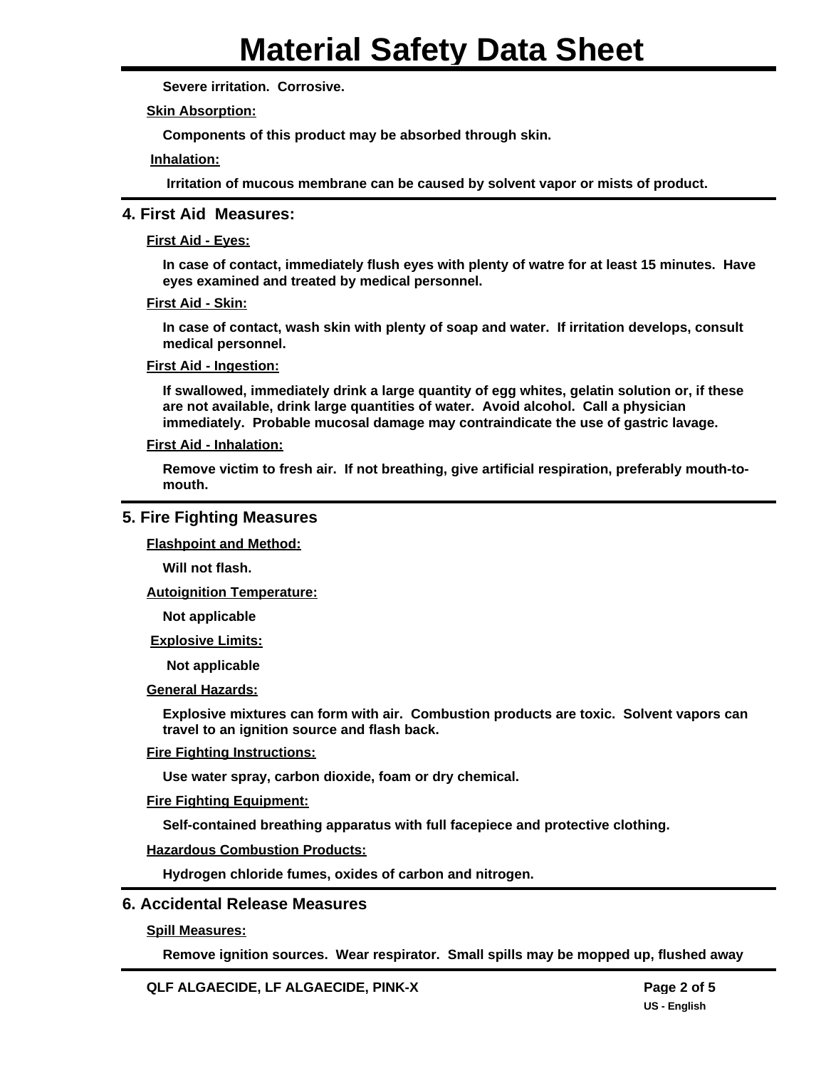Severe irritation. Corrosive.

**Skin Absorption:**

Components of this product may be absorbed through skin.

**Inhalation:**

Irritation of mucous membrane can be caused by solvent vapor or mists of product.

## 4. First Aid Measures:

**First Aid - Eyes:**

In case of contact, immediately flush eyes with plenty of watre for at least 15 minutes. Have eyes examined and treated by medical personnel.

**First Aid - Skin:**

In case of contact, wash skin with plenty of soap and water. If irritation develops, consult medical personnel.

**First Aid - Ingestion:**

If swallowed, immediately drink a large quantity of egg whites, gelatin solution or, if these are not available, drink large quantities of water. Avoid alcohol. Call a physician immediately. Probable mucosal damage may contraindicate the use of gastric lavage.

**First Aid - Inhalation:**

Remove victim to fresh air. If not breathing, give artificial respiration, preferably mouth-to-mouth.

## 5. Fire Fighting Measures

**Flashpoint and Method:**

Will not flash.

**Autoignition Temperature:**

Not applicable

**Explosive Limits:**

Not applicable

**General Hazards:**

Explosive mixtures can form with air. Combustion products are toxic. Solvent vapors can travel to an ignition source and flash back.

**Fire Fighting Instructions:**

Use water spray, carbon dioxide, foam or dry chemical.

**Fire Fighting Equipment:**

Self-contained breathing apparatus with full facepiece and protective clothing.

**Hazardous Combustion Products:**

Hydrogen chloride fumes, oxides of carbon and nitrogen.

## 6. Accidental Release Measures

**Spill Measures:**

Remove ignition sources. Wear respirator. Small spills may be mopped up, flushed away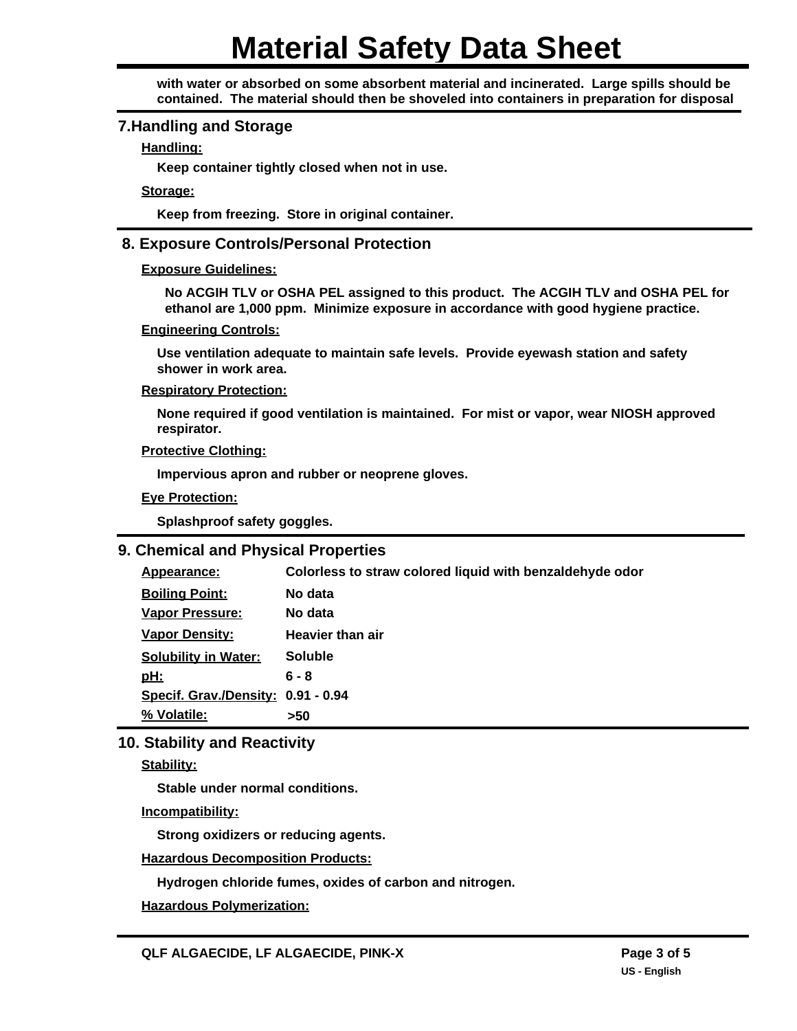with water or absorbed on some absorbent material and incinerated. Large spills should be contained. The material should then be shoveled into containers in preparation for disposal

## 7. Handling and Storage

**Handling:**

Keep container tightly closed when not in use.

**Storage:**

Keep from freezing. Store in original container.

## 8. Exposure Controls/Personal Protection

**Exposure Guidelines:**

No ACGIH TLV or OSHA PEL assigned to this product. The ACGIH TLV and OSHA PEL for ethanol are 1,000 ppm. Minimize exposure in accordance with good hygiene practice.

**Engineering Controls:**

Use ventilation adequate to maintain safe levels. Provide eyewash station and safety shower in work area.

**Respiratory Protection:**

None required if good ventilation is maintained. For mist or vapor, wear NIOSH approved respirator.

**Protective Clothing:**

Impervious apron and rubber or neoprene gloves.

**Eye Protection:**

Splashproof safety goggles.

## 9. Chemical and Physical Properties

| | |
|---|---|
| **Appearance:** | Colorless to straw colored liquid with benzaldehyde odor |
| **Boiling Point:** | No data |
| **Vapor Pressure:** | No data |
| **Vapor Density:** | Heavier than air |
| **Solubility in Water:** | Soluble |
| **pH:** | 6 - 8 |
| **Specif. Grav./Density:** | 0.91 - 0.94 |
| **% Volatile:** | >50 |

## 10. Stability and Reactivity

**Stability:**

Stable under normal conditions.

**Incompatibility:**

Strong oxidizers or reducing agents.

**Hazardous Decomposition Products:**

Hydrogen chloride fumes, oxides of carbon and nitrogen.

**Hazardous Polymerization:**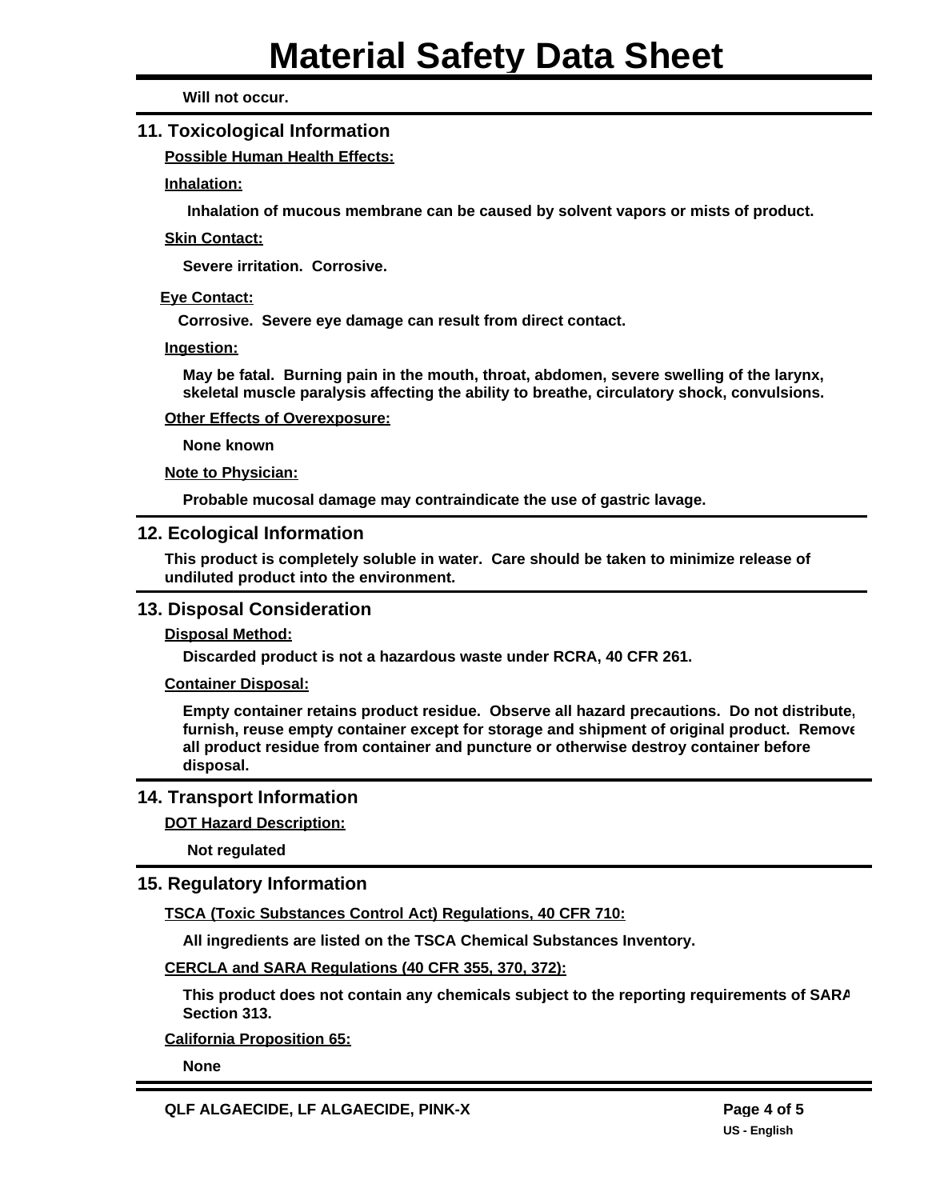**Will not occur.**

## 11. Toxicological Information

**Possible Human Health Effects:**

**Inhalation:**

**Inhalation of mucous membrane can be caused by solvent vapors or mists of product.**

**Skin Contact:**

**Severe irritation. Corrosive.**

**Eye Contact:**

**Corrosive. Severe eye damage can result from direct contact.**

**Ingestion:**

**May be fatal. Burning pain in the mouth, throat, abdomen, severe swelling of the larynx, skeletal muscle paralysis affecting the ability to breathe, circulatory shock, convulsions.**

**Other Effects of Overexposure:**

**None known**

**Note to Physician:**

**Probable mucosal damage may contraindicate the use of gastric lavage.**

## 12. Ecological Information

**This product is completely soluble in water. Care should be taken to minimize release of undiluted product into the environment.**

## 13. Disposal Consideration

**Disposal Method:**

**Discarded product is not a hazardous waste under RCRA, 40 CFR 261.**

**Container Disposal:**

**Empty container retains product residue. Observe all hazard precautions. Do not distribute, furnish, reuse empty container except for storage and shipment of original product. Remove all product residue from container and puncture or otherwise destroy container before disposal.**

## 14. Transport Information

**DOT Hazard Description:**

**Not regulated**

## 15. Regulatory Information

**TSCA (Toxic Substances Control Act) Regulations, 40 CFR 710:**

**All ingredients are listed on the TSCA Chemical Substances Inventory.**

**CERCLA and SARA Regulations (40 CFR 355, 370, 372):**

**This product does not contain any chemicals subject to the reporting requirements of SARA Section 313.**

**California Proposition 65:**

**None**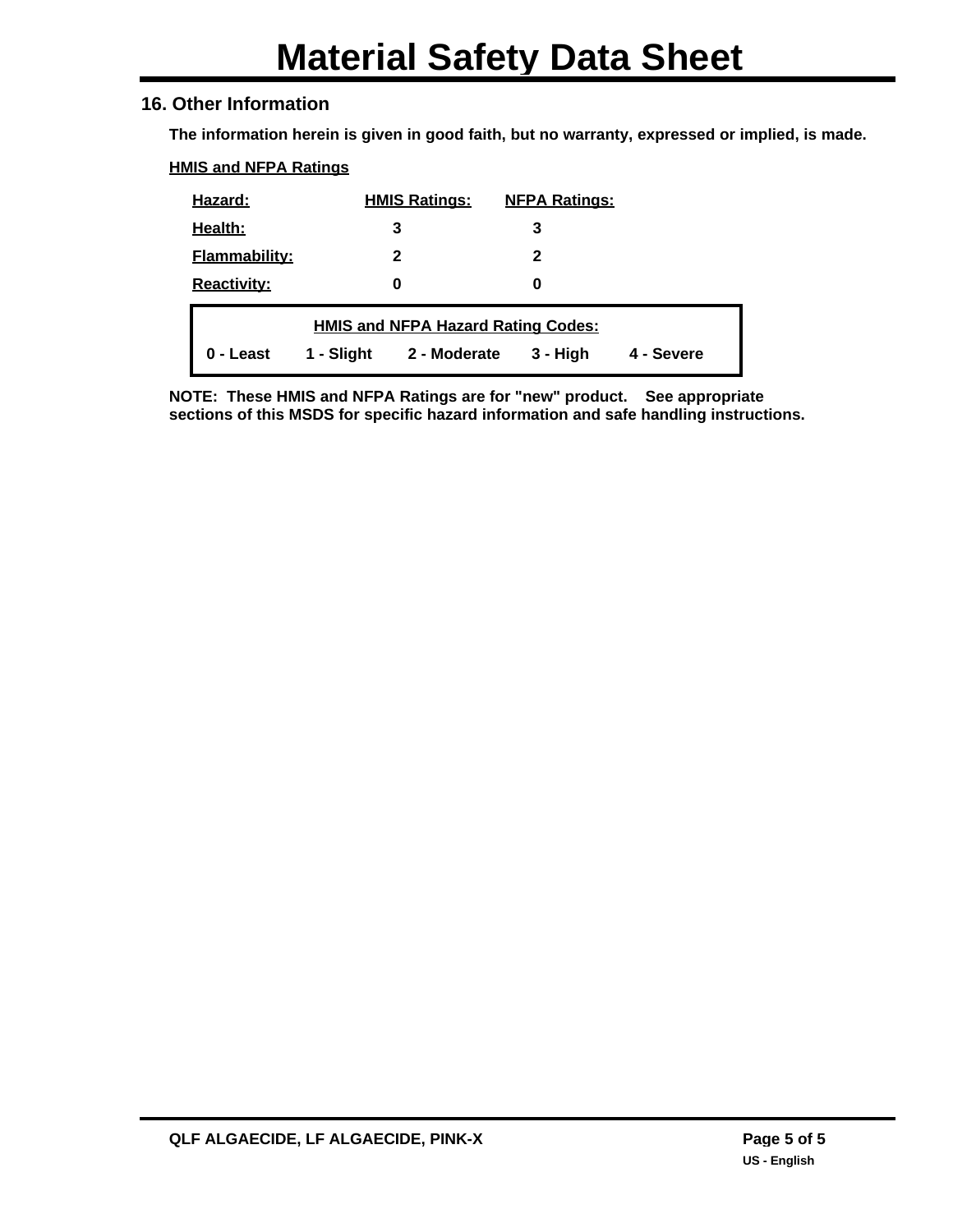## 16. Other Information

**The information herein is given in good faith, but no warranty, expressed or implied, is made.**

**HMIS and NFPA Ratings**

| Hazard: | HMIS Ratings: | NFPA Ratings: |
|---|---|---|
| Health: | 3 | 3 |
| Flammability: | 2 | 2 |
| Reactivity: | 0 | 0 |

**HMIS and NFPA Hazard Rating Codes:**

| | | | | |
|---|---|---|---|---|
| 0 - Least | 1 - Slight | 2 - Moderate | 3 - High | 4 - Severe |

**NOTE: These HMIS and NFPA Ratings are for "new" product. See appropriate sections of this MSDS for specific hazard information and safe handling instructions.**